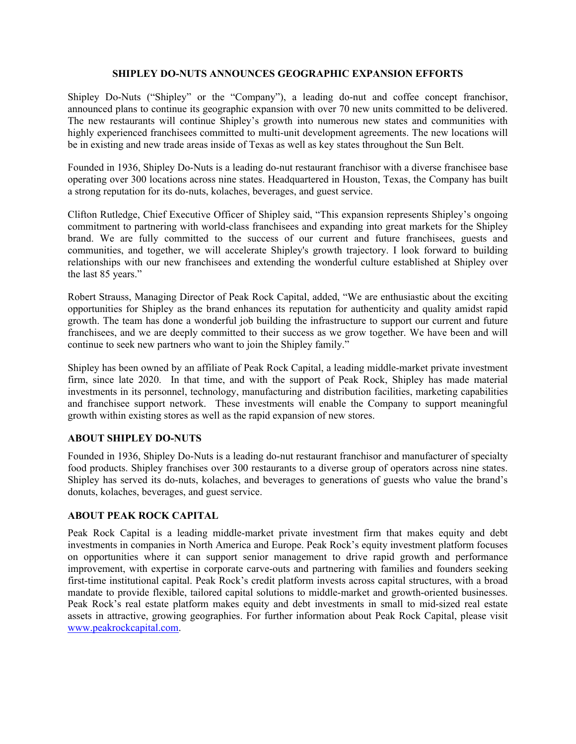# SHIPLEY DO-NUTS ANNOUNCES GEOGRAPHIC EXPANSION EFFORTS

Shipley Do-Nuts ("Shipley" or the "Company"), a leading do-nut and coffee concept franchisor, announced plans to continue its geographic expansion with over 70 new units committed to be delivered. The new restaurants will continue Shipley's growth into numerous new states and communities with highly experienced franchisees committed to multi-unit development agreements. The new locations will be in existing and new trade areas inside of Texas as well as key states throughout the Sun Belt.

Founded in 1936, Shipley Do-Nuts is a leading do-nut restaurant franchisor with a diverse franchisee base operating over 300 locations across nine states. Headquartered in Houston, Texas, the Company has built a strong reputation for its do-nuts, kolaches, beverages, and guest service.

Clifton Rutledge, Chief Executive Officer of Shipley said, "This expansion represents Shipley's ongoing commitment to partnering with world-class franchisees and expanding into great markets for the Shipley brand. We are fully committed to the success of our current and future franchisees, guests and communities, and together, we will accelerate Shipley's growth trajectory. I look forward to building relationships with our new franchisees and extending the wonderful culture established at Shipley over the last 85 years."

Robert Strauss, Managing Director of Peak Rock Capital, added, "We are enthusiastic about the exciting opportunities for Shipley as the brand enhances its reputation for authenticity and quality amidst rapid growth. The team has done a wonderful job building the infrastructure to support our current and future franchisees, and we are deeply committed to their success as we grow together. We have been and will continue to seek new partners who want to join the Shipley family."

Shipley has been owned by an affiliate of Peak Rock Capital, a leading middle-market private investment firm, since late 2020. In that time, and with the support of Peak Rock, Shipley has made material investments in its personnel, technology, manufacturing and distribution facilities, marketing capabilities and franchisee support network. These investments will enable the Company to support meaningful growth within existing stores as well as the rapid expansion of new stores.

## ABOUT SHIPLEY DO-NUTS

Founded in 1936, Shipley Do-Nuts is a leading do-nut restaurant franchisor and manufacturer of specialty food products. Shipley franchises over 300 restaurants to a diverse group of operators across nine states. Shipley has served its do-nuts, kolaches, and beverages to generations of guests who value the brand's donuts, kolaches, beverages, and guest service.

## ABOUT PEAK ROCK CAPITAL

Peak Rock Capital is a leading middle-market private investment firm that makes equity and debt investments in companies in North America and Europe. Peak Rock's equity investment platform focuses on opportunities where it can support senior management to drive rapid growth and performance improvement, with expertise in corporate carve-outs and partnering with families and founders seeking first-time institutional capital. Peak Rock's credit platform invests across capital structures, with a broad mandate to provide flexible, tailored capital solutions to middle-market and growth-oriented businesses. Peak Rock's real estate platform makes equity and debt investments in small to mid-sized real estate assets in attractive, growing geographies. For further information about Peak Rock Capital, please visit www.peakrockcapital.com.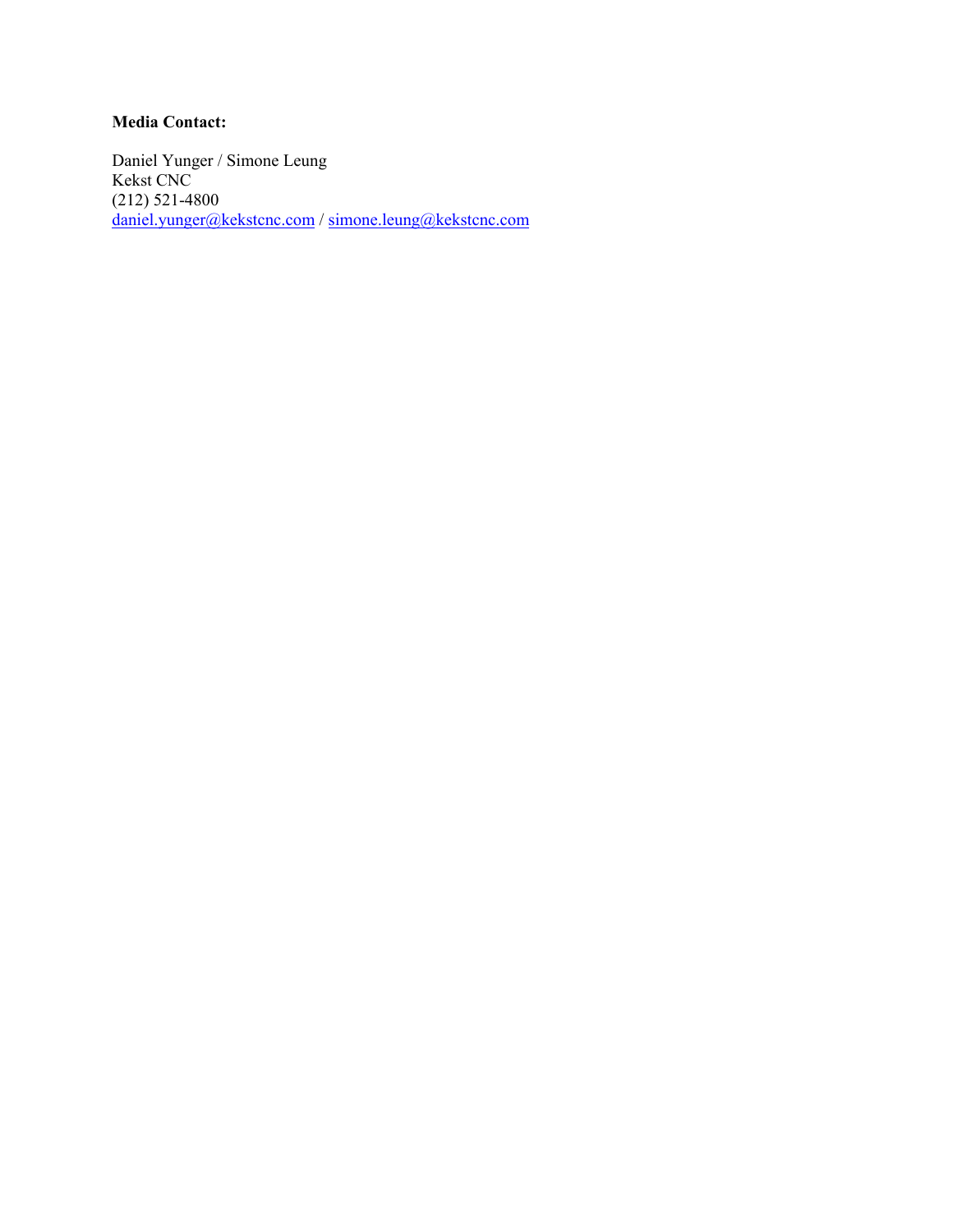**Media Contact:**

Daniel Yunger / Simone Leung
Kekst CNC
(212) 521-4800
daniel.yunger@kekstcnc.com / simone.leung@kekstcnc.com